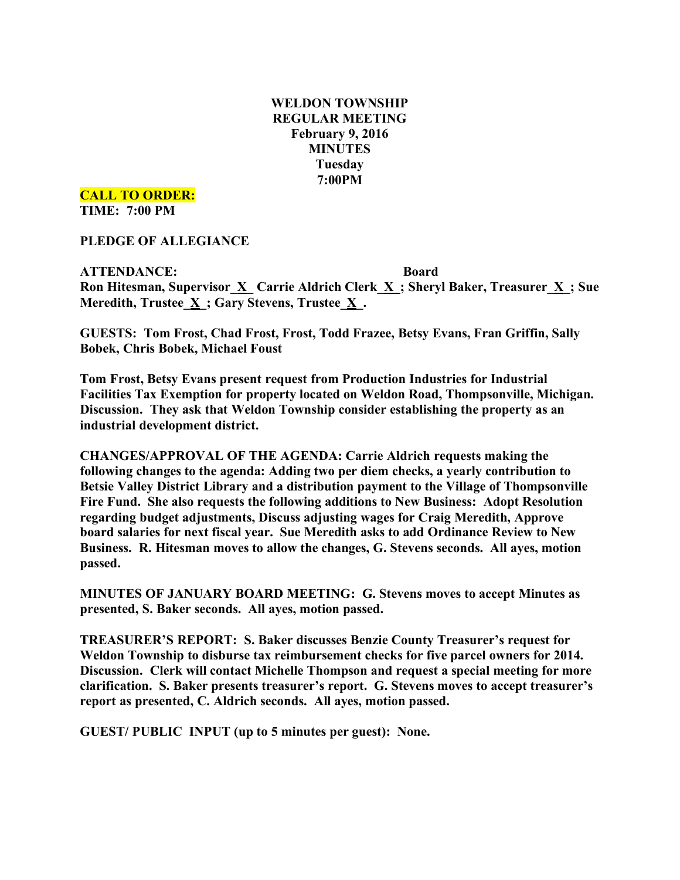**WELDON TOWNSHIP**
**REGULAR MEETING**
**February 9, 2016**
**MINUTES**
**Tuesday**
**7:00PM**

**CALL TO ORDER:**
**TIME: 7:00 PM**

**PLEDGE OF ALLEGIANCE**

**ATTENDANCE: Board**
**Ron Hitesman, Supervisor_X_ Carrie Aldrich Clerk_X_; Sheryl Baker, Treasurer_X_; Sue Meredith, Trustee_X_; Gary Stevens, Trustee_X_.**

**GUESTS: Tom Frost, Chad Frost, Frost, Todd Frazee, Betsy Evans, Fran Griffin, Sally Bobek, Chris Bobek, Michael Foust**

**Tom Frost, Betsy Evans present request from Production Industries for Industrial Facilities Tax Exemption for property located on Weldon Road, Thompsonville, Michigan. Discussion. They ask that Weldon Township consider establishing the property as an industrial development district.**

**CHANGES/APPROVAL OF THE AGENDA: Carrie Aldrich requests making the following changes to the agenda: Adding two per diem checks, a yearly contribution to Betsie Valley District Library and a distribution payment to the Village of Thompsonville Fire Fund. She also requests the following additions to New Business: Adopt Resolution regarding budget adjustments, Discuss adjusting wages for Craig Meredith, Approve board salaries for next fiscal year. Sue Meredith asks to add Ordinance Review to New Business. R. Hitesman moves to allow the changes, G. Stevens seconds. All ayes, motion passed.**

**MINUTES OF JANUARY BOARD MEETING: G. Stevens moves to accept Minutes as presented, S. Baker seconds. All ayes, motion passed.**

**TREASURER'S REPORT: S. Baker discusses Benzie County Treasurer's request for Weldon Township to disburse tax reimbursement checks for five parcel owners for 2014. Discussion. Clerk will contact Michelle Thompson and request a special meeting for more clarification. S. Baker presents treasurer's report. G. Stevens moves to accept treasurer's report as presented, C. Aldrich seconds. All ayes, motion passed.**

**GUEST/ PUBLIC INPUT (up to 5 minutes per guest): None.**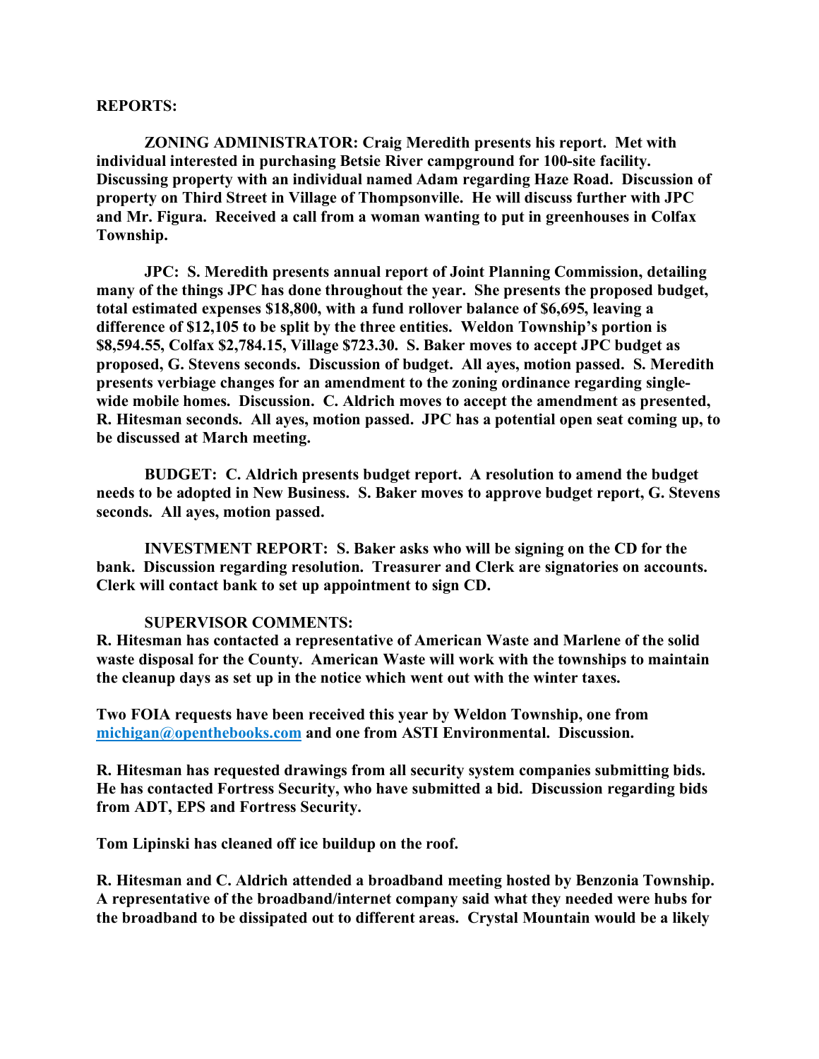**REPORTS:**

**ZONING ADMINISTRATOR: Craig Meredith presents his report. Met with individual interested in purchasing Betsie River campground for 100-site facility. Discussing property with an individual named Adam regarding Haze Road. Discussion of property on Third Street in Village of Thompsonville. He will discuss further with JPC and Mr. Figura. Received a call from a woman wanting to put in greenhouses in Colfax Township.**

**JPC: S. Meredith presents annual report of Joint Planning Commission, detailing many of the things JPC has done throughout the year. She presents the proposed budget, total estimated expenses $18,800, with a fund rollover balance of $6,695, leaving a difference of $12,105 to be split by the three entities. Weldon Township's portion is $8,594.55, Colfax $2,784.15, Village $723.30. S. Baker moves to accept JPC budget as proposed, G. Stevens seconds. Discussion of budget. All ayes, motion passed. S. Meredith presents verbiage changes for an amendment to the zoning ordinance regarding single-wide mobile homes. Discussion. C. Aldrich moves to accept the amendment as presented, R. Hitesman seconds. All ayes, motion passed. JPC has a potential open seat coming up, to be discussed at March meeting.**

**BUDGET: C. Aldrich presents budget report. A resolution to amend the budget needs to be adopted in New Business. S. Baker moves to approve budget report, G. Stevens seconds. All ayes, motion passed.**

**INVESTMENT REPORT: S. Baker asks who will be signing on the CD for the bank. Discussion regarding resolution. Treasurer and Clerk are signatories on accounts. Clerk will contact bank to set up appointment to sign CD.**

**SUPERVISOR COMMENTS:**

**R. Hitesman has contacted a representative of American Waste and Marlene of the solid waste disposal for the County. American Waste will work with the townships to maintain the cleanup days as set up in the notice which went out with the winter taxes.**

**Two FOIA requests have been received this year by Weldon Township, one from [michigan@openthebooks.com](mailto:michigan@openthebooks.com) and one from ASTI Environmental. Discussion.**

**R. Hitesman has requested drawings from all security system companies submitting bids. He has contacted Fortress Security, who have submitted a bid. Discussion regarding bids from ADT, EPS and Fortress Security.**

**Tom Lipinski has cleaned off ice buildup on the roof.**

**R. Hitesman and C. Aldrich attended a broadband meeting hosted by Benzonia Township. A representative of the broadband/internet company said what they needed were hubs for the broadband to be dissipated out to different areas. Crystal Mountain would be a likely**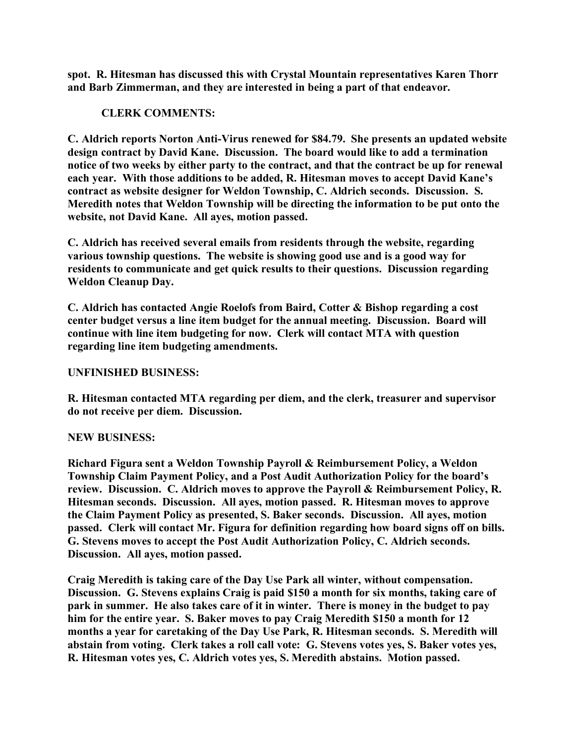**spot. R. Hitesman has discussed this with Crystal Mountain representatives Karen Thorr and Barb Zimmerman, and they are interested in being a part of that endeavor.**

**CLERK COMMENTS:**

**C. Aldrich reports Norton Anti-Virus renewed for $84.79. She presents an updated website design contract by David Kane. Discussion. The board would like to add a termination notice of two weeks by either party to the contract, and that the contract be up for renewal each year. With those additions to be added, R. Hitesman moves to accept David Kane's contract as website designer for Weldon Township, C. Aldrich seconds. Discussion. S. Meredith notes that Weldon Township will be directing the information to be put onto the website, not David Kane. All ayes, motion passed.**

**C. Aldrich has received several emails from residents through the website, regarding various township questions. The website is showing good use and is a good way for residents to communicate and get quick results to their questions. Discussion regarding Weldon Cleanup Day.**

**C. Aldrich has contacted Angie Roelofs from Baird, Cotter & Bishop regarding a cost center budget versus a line item budget for the annual meeting. Discussion. Board will continue with line item budgeting for now. Clerk will contact MTA with question regarding line item budgeting amendments.**

**UNFINISHED BUSINESS:**

**R. Hitesman contacted MTA regarding per diem, and the clerk, treasurer and supervisor do not receive per diem. Discussion.**

**NEW BUSINESS:**

**Richard Figura sent a Weldon Township Payroll & Reimbursement Policy, a Weldon Township Claim Payment Policy, and a Post Audit Authorization Policy for the board's review. Discussion. C. Aldrich moves to approve the Payroll & Reimbursement Policy, R. Hitesman seconds. Discussion. All ayes, motion passed. R. Hitesman moves to approve the Claim Payment Policy as presented, S. Baker seconds. Discussion. All ayes, motion passed. Clerk will contact Mr. Figura for definition regarding how board signs off on bills. G. Stevens moves to accept the Post Audit Authorization Policy, C. Aldrich seconds. Discussion. All ayes, motion passed.**

**Craig Meredith is taking care of the Day Use Park all winter, without compensation. Discussion. G. Stevens explains Craig is paid $150 a month for six months, taking care of park in summer. He also takes care of it in winter. There is money in the budget to pay him for the entire year. S. Baker moves to pay Craig Meredith $150 a month for 12 months a year for caretaking of the Day Use Park, R. Hitesman seconds. S. Meredith will abstain from voting. Clerk takes a roll call vote: G. Stevens votes yes, S. Baker votes yes, R. Hitesman votes yes, C. Aldrich votes yes, S. Meredith abstains. Motion passed.**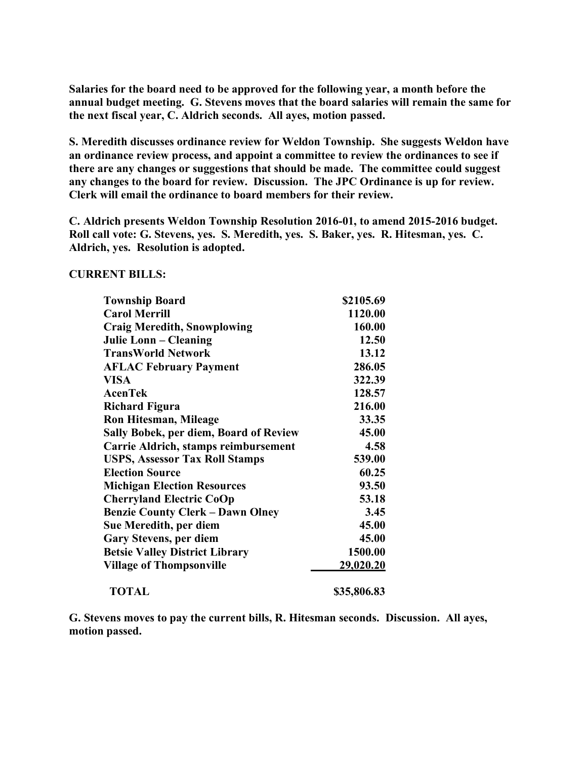**Salaries for the board need to be approved for the following year, a month before the annual budget meeting. G. Stevens moves that the board salaries will remain the same for the next fiscal year, C. Aldrich seconds. All ayes, motion passed.**

**S. Meredith discusses ordinance review for Weldon Township. She suggests Weldon have an ordinance review process, and appoint a committee to review the ordinances to see if there are any changes or suggestions that should be made. The committee could suggest any changes to the board for review. Discussion. The JPC Ordinance is up for review. Clerk will email the ordinance to board members for their review.**

**C. Aldrich presents Weldon Township Resolution 2016-01, to amend 2015-2016 budget. Roll call vote: G. Stevens, yes. S. Meredith, yes. S. Baker, yes. R. Hitesman, yes. C. Aldrich, yes. Resolution is adopted.**

**CURRENT BILLS:**

| | |
|---|---:|
| **Township Board** | **\$2105.69** |
| **Carol Merrill** | **1120.00** |
| **Craig Meredith, Snowplowing** | **160.00** |
| **Julie Lonn – Cleaning** | **12.50** |
| **TransWorld Network** | **13.12** |
| **AFLAC February Payment** | **286.05** |
| **VISA** | **322.39** |
| **AcenTek** | **128.57** |
| **Richard Figura** | **216.00** |
| **Ron Hitesman, Mileage** | **33.35** |
| **Sally Bobek, per diem, Board of Review** | **45.00** |
| **Carrie Aldrich, stamps reimbursement** | **4.58** |
| **USPS, Assessor Tax Roll Stamps** | **539.00** |
| **Election Source** | **60.25** |
| **Michigan Election Resources** | **93.50** |
| **Cherryland Electric CoOp** | **53.18** |
| **Benzie County Clerk – Dawn Olney** | **3.45** |
| **Sue Meredith, per diem** | **45.00** |
| **Gary Stevens, per diem** | **45.00** |
| **Betsie Valley District Library** | **1500.00** |
| **Village of Thompsonville** | **29,020.20** |
| **TOTAL** | **\$35,806.83** |

**G. Stevens moves to pay the current bills, R. Hitesman seconds. Discussion. All ayes, motion passed.**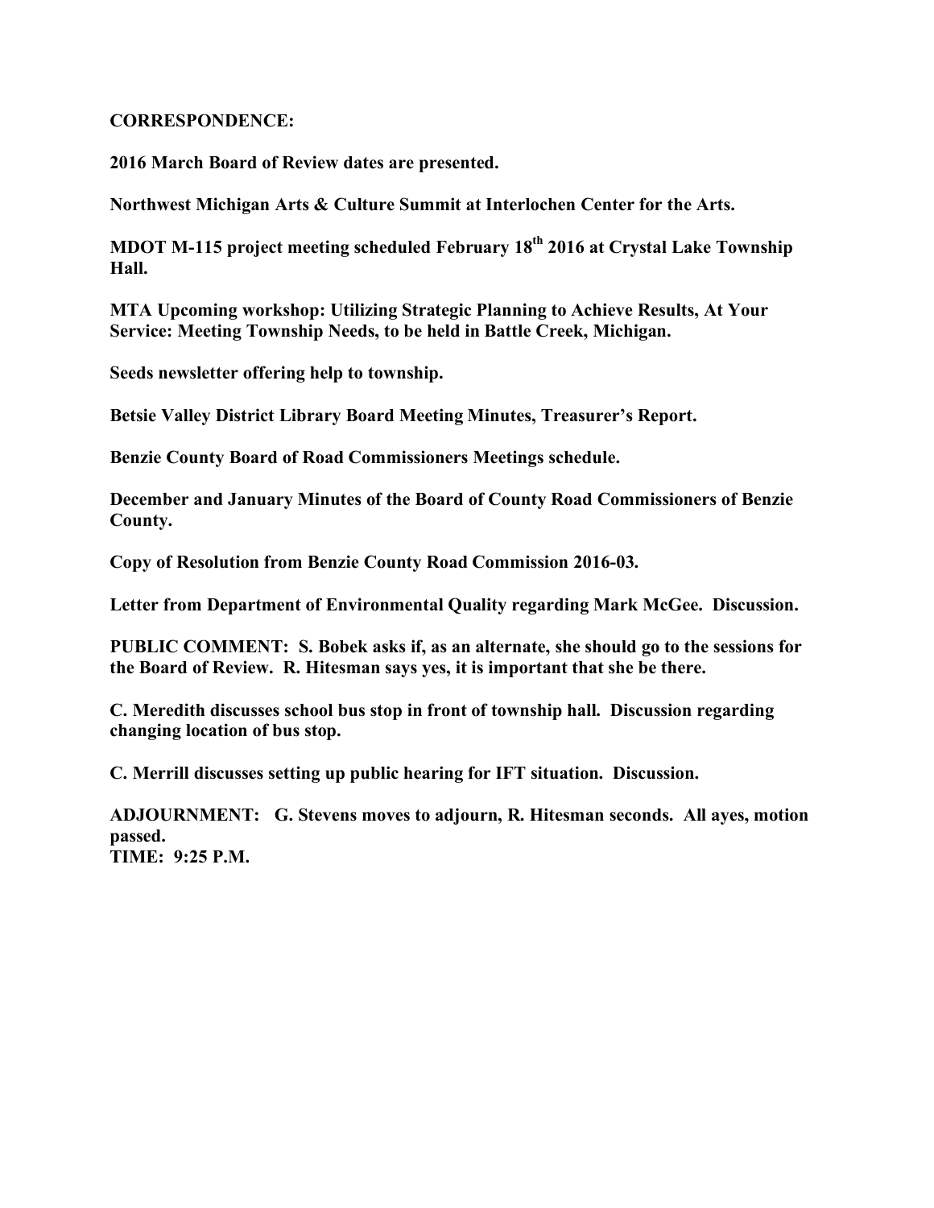**CORRESPONDENCE:**

**2016 March Board of Review dates are presented.**

**Northwest Michigan Arts & Culture Summit at Interlochen Center for the Arts.**

**MDOT M-115 project meeting scheduled February 18th 2016 at Crystal Lake Township Hall.**

**MTA Upcoming workshop: Utilizing Strategic Planning to Achieve Results, At Your Service: Meeting Township Needs, to be held in Battle Creek, Michigan.**

**Seeds newsletter offering help to township.**

**Betsie Valley District Library Board Meeting Minutes, Treasurer's Report.**

**Benzie County Board of Road Commissioners Meetings schedule.**

**December and January Minutes of the Board of County Road Commissioners of Benzie County.**

**Copy of Resolution from Benzie County Road Commission 2016-03.**

**Letter from Department of Environmental Quality regarding Mark McGee. Discussion.**

**PUBLIC COMMENT: S. Bobek asks if, as an alternate, she should go to the sessions for the Board of Review. R. Hitesman says yes, it is important that she be there.**

**C. Meredith discusses school bus stop in front of township hall. Discussion regarding changing location of bus stop.**

**C. Merrill discusses setting up public hearing for IFT situation. Discussion.**

**ADJOURNMENT: G. Stevens moves to adjourn, R. Hitesman seconds. All ayes, motion passed.**
**TIME: 9:25 P.M.**